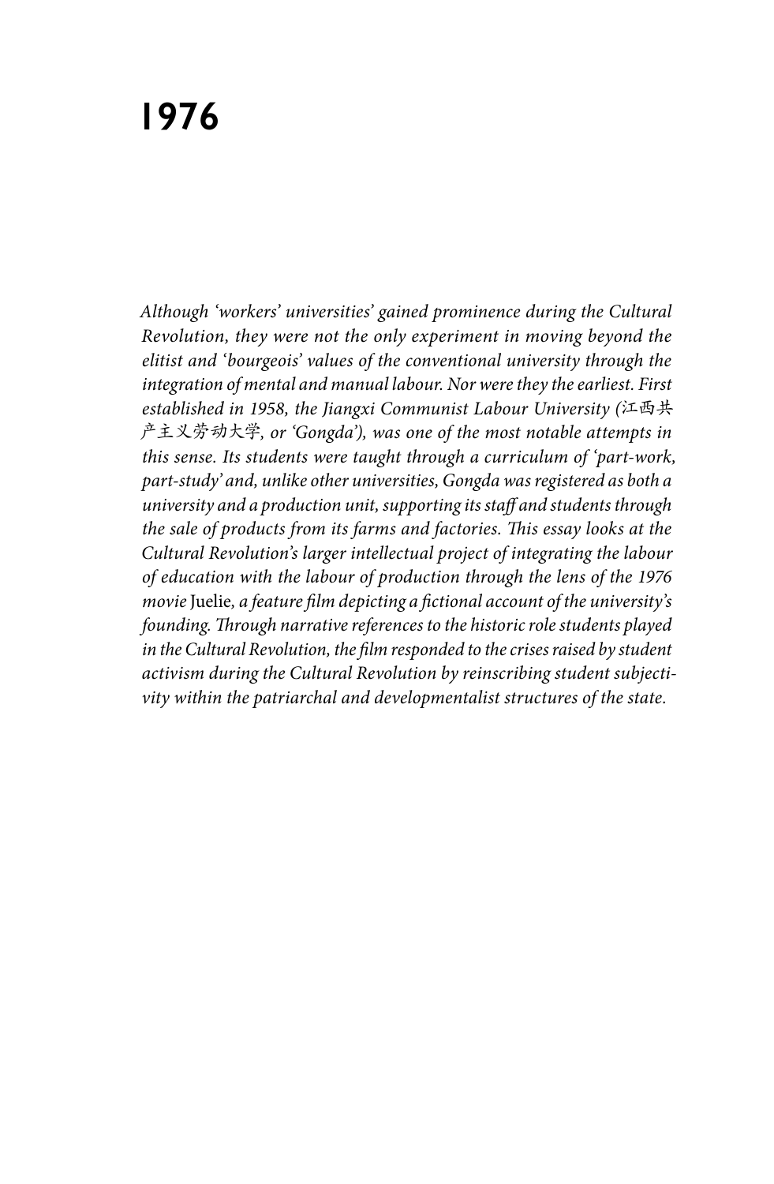# 1976

*Although 'workers' universities' gained prominence during the Cultural Revolution, they were not the only experiment in moving beyond the elitist and 'bourgeois' values of the conventional university through the integration of mental and manual labour. Nor were they the earliest. First established in 1958, the Jiangxi Communist Labour University (江西共产主义劳动大学, or 'Gongda'), was one of the most notable attempts in this sense. Its students were taught through a curriculum of 'part-work, part-study' and, unlike other universities, Gongda was registered as both a university and a production unit, supporting its staff and students through the sale of products from its farms and factories. This essay looks at the Cultural Revolution's larger intellectual project of integrating the labour of education with the labour of production through the lens of the 1976 movie* Juelie*, a feature film depicting a fictional account of the university's founding. Through narrative references to the historic role students played in the Cultural Revolution, the film responded to the crises raised by student activism during the Cultural Revolution by reinscribing student subjectivity within the patriarchal and developmentalist structures of the state.*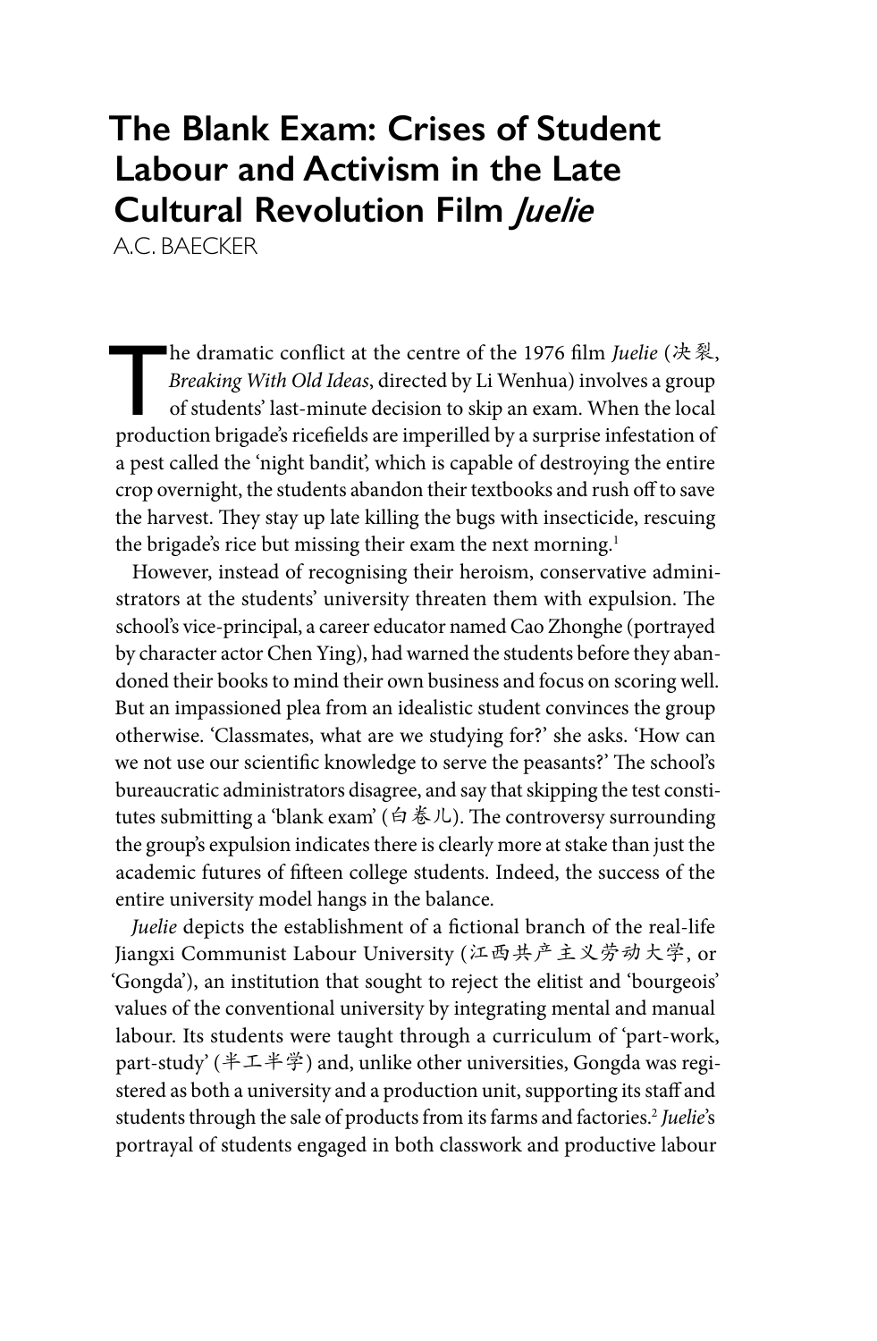# The Blank Exam: Crises of Student Labour and Activism in the Late Cultural Revolution Film *Juelie*

A.C. BAECKER

The dramatic conflict at the centre of the 1976 film *Juelie* (决裂, *Breaking With Old Ideas*, directed by Li Wenhua) involves a group of students' last-minute decision to skip an exam. When the local production brigade's ricefields are imperilled by a surprise infestation of a pest called the 'night bandit', which is capable of destroying the entire crop overnight, the students abandon their textbooks and rush off to save the harvest. They stay up late killing the bugs with insecticide, rescuing the brigade's rice but missing their exam the next morning.[1]

However, instead of recognising their heroism, conservative administrators at the students' university threaten them with expulsion. The school's vice-principal, a career educator named Cao Zhonghe (portrayed by character actor Chen Ying), had warned the students before they abandoned their books to mind their own business and focus on scoring well. But an impassioned plea from an idealistic student convinces the group otherwise. 'Classmates, what are we studying for?' she asks. 'How can we not use our scientific knowledge to serve the peasants?' The school's bureaucratic administrators disagree, and say that skipping the test constitutes submitting a 'blank exam' (白卷儿). The controversy surrounding the group's expulsion indicates there is clearly more at stake than just the academic futures of fifteen college students. Indeed, the success of the entire university model hangs in the balance.

*Juelie* depicts the establishment of a fictional branch of the real-life Jiangxi Communist Labour University (江西共产主义劳动大学, or 'Gongda'), an institution that sought to reject the elitist and 'bourgeois' values of the conventional university by integrating mental and manual labour. Its students were taught through a curriculum of 'part-work, part-study' (半工半学) and, unlike other universities, Gongda was registered as both a university and a production unit, supporting its staff and students through the sale of products from its farms and factories.[2] *Juelie*'s portrayal of students engaged in both classwork and productive labour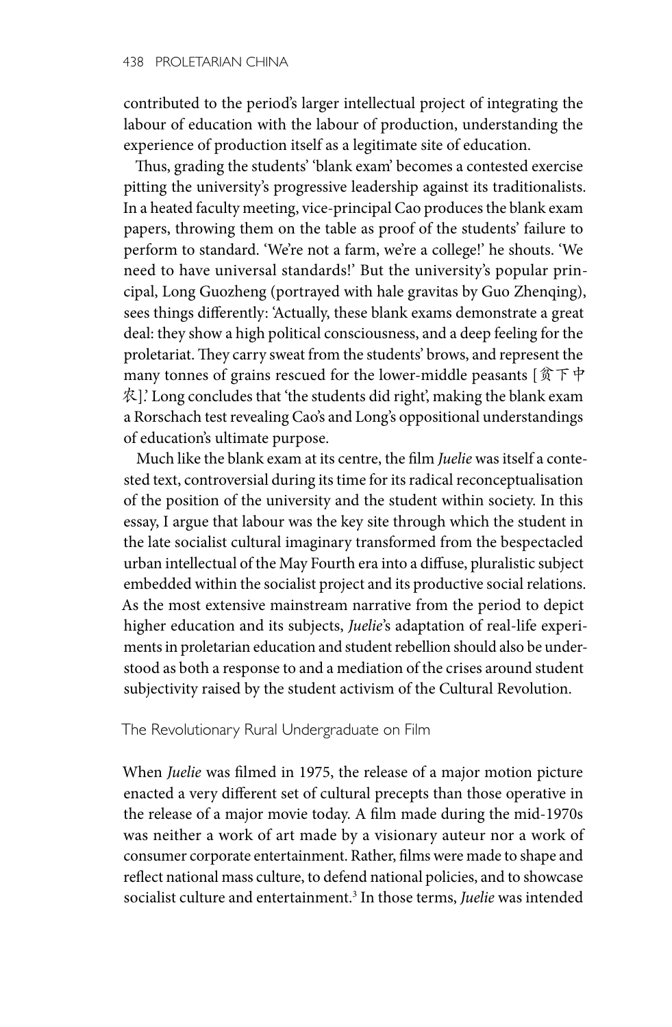contributed to the period's larger intellectual project of integrating the labour of education with the labour of production, understanding the experience of production itself as a legitimate site of education.

Thus, grading the students' 'blank exam' becomes a contested exercise pitting the university's progressive leadership against its traditionalists. In a heated faculty meeting, vice-principal Cao produces the blank exam papers, throwing them on the table as proof of the students' failure to perform to standard. 'We're not a farm, we're a college!' he shouts. 'We need to have universal standards!' But the university's popular principal, Long Guozheng (portrayed with hale gravitas by Guo Zhenqing), sees things differently: 'Actually, these blank exams demonstrate a great deal: they show a high political consciousness, and a deep feeling for the proletariat. They carry sweat from the students' brows, and represent the many tonnes of grains rescued for the lower-middle peasants [贫下中农].' Long concludes that 'the students did right', making the blank exam a Rorschach test revealing Cao's and Long's oppositional understandings of education's ultimate purpose.

Much like the blank exam at its centre, the film *Juelie* was itself a contested text, controversial during its time for its radical reconceptualisation of the position of the university and the student within society. In this essay, I argue that labour was the key site through which the student in the late socialist cultural imaginary transformed from the bespectacled urban intellectual of the May Fourth era into a diffuse, pluralistic subject embedded within the socialist project and its productive social relations. As the most extensive mainstream narrative from the period to depict higher education and its subjects, *Juelie*'s adaptation of real-life experiments in proletarian education and student rebellion should also be understood as both a response to and a mediation of the crises around student subjectivity raised by the student activism of the Cultural Revolution.

## The Revolutionary Rural Undergraduate on Film

When *Juelie* was filmed in 1975, the release of a major motion picture enacted a very different set of cultural precepts than those operative in the release of a major movie today. A film made during the mid-1970s was neither a work of art made by a visionary auteur nor a work of consumer corporate entertainment. Rather, films were made to shape and reflect national mass culture, to defend national policies, and to showcase socialist culture and entertainment.[3] In those terms, *Juelie* was intended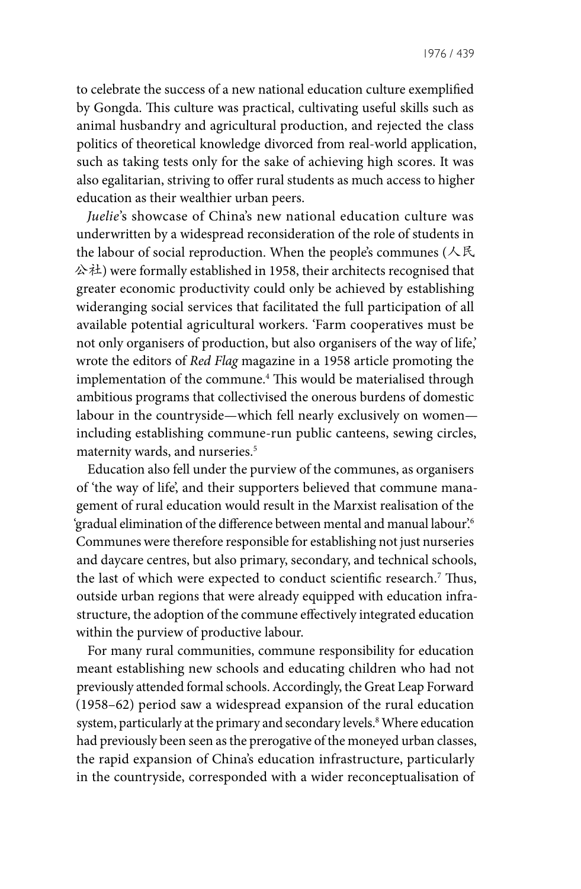to celebrate the success of a new national education culture exemplified by Gongda. This culture was practical, cultivating useful skills such as animal husbandry and agricultural production, and rejected the class politics of theoretical knowledge divorced from real-world application, such as taking tests only for the sake of achieving high scores. It was also egalitarian, striving to offer rural students as much access to higher education as their wealthier urban peers.

*Juelie*'s showcase of China's new national education culture was underwritten by a widespread reconsideration of the role of students in the labour of social reproduction. When the people's communes (人民公社) were formally established in 1958, their architects recognised that greater economic productivity could only be achieved by establishing wideranging social services that facilitated the full participation of all available potential agricultural workers. 'Farm cooperatives must be not only organisers of production, but also organisers of the way of life,' wrote the editors of *Red Flag* magazine in a 1958 article promoting the implementation of the commune.[4] This would be materialised through ambitious programs that collectivised the onerous burdens of domestic labour in the countryside—which fell nearly exclusively on women—including establishing commune-run public canteens, sewing circles, maternity wards, and nurseries.[5]

Education also fell under the purview of the communes, as organisers of 'the way of life', and their supporters believed that commune management of rural education would result in the Marxist realisation of the 'gradual elimination of the difference between mental and manual labour'.[6] Communes were therefore responsible for establishing not just nurseries and daycare centres, but also primary, secondary, and technical schools, the last of which were expected to conduct scientific research.[7] Thus, outside urban regions that were already equipped with education infrastructure, the adoption of the commune effectively integrated education within the purview of productive labour.

For many rural communities, commune responsibility for education meant establishing new schools and educating children who had not previously attended formal schools. Accordingly, the Great Leap Forward (1958–62) period saw a widespread expansion of the rural education system, particularly at the primary and secondary levels.[8] Where education had previously been seen as the prerogative of the moneyed urban classes, the rapid expansion of China's education infrastructure, particularly in the countryside, corresponded with a wider reconceptualisation of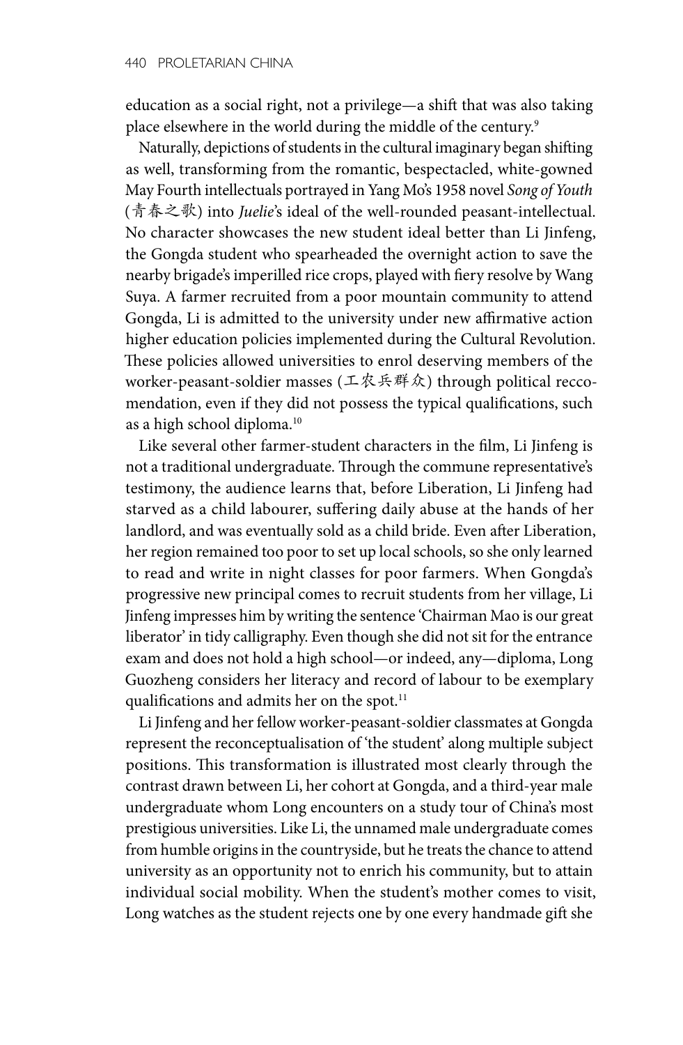education as a social right, not a privilege—a shift that was also taking place elsewhere in the world during the middle of the century.[9]

Naturally, depictions of students in the cultural imaginary began shifting as well, transforming from the romantic, bespectacled, white-gowned May Fourth intellectuals portrayed in Yang Mo's 1958 novel *Song of Youth* (青春之歌) into *Juelie*'s ideal of the well-rounded peasant-intellectual. No character showcases the new student ideal better than Li Jinfeng, the Gongda student who spearheaded the overnight action to save the nearby brigade's imperilled rice crops, played with fiery resolve by Wang Suya. A farmer recruited from a poor mountain community to attend Gongda, Li is admitted to the university under new affirmative action higher education policies implemented during the Cultural Revolution. These policies allowed universities to enrol deserving members of the worker-peasant-soldier masses (工农兵群众) through political reccomendation, even if they did not possess the typical qualifications, such as a high school diploma.[10]

Like several other farmer-student characters in the film, Li Jinfeng is not a traditional undergraduate. Through the commune representative's testimony, the audience learns that, before Liberation, Li Jinfeng had starved as a child labourer, suffering daily abuse at the hands of her landlord, and was eventually sold as a child bride. Even after Liberation, her region remained too poor to set up local schools, so she only learned to read and write in night classes for poor farmers. When Gongda's progressive new principal comes to recruit students from her village, Li Jinfeng impresses him by writing the sentence 'Chairman Mao is our great liberator' in tidy calligraphy. Even though she did not sit for the entrance exam and does not hold a high school—or indeed, any—diploma, Long Guozheng considers her literacy and record of labour to be exemplary qualifications and admits her on the spot.[11]

Li Jinfeng and her fellow worker-peasant-soldier classmates at Gongda represent the reconceptualisation of 'the student' along multiple subject positions. This transformation is illustrated most clearly through the contrast drawn between Li, her cohort at Gongda, and a third-year male undergraduate whom Long encounters on a study tour of China's most prestigious universities. Like Li, the unnamed male undergraduate comes from humble origins in the countryside, but he treats the chance to attend university as an opportunity not to enrich his community, but to attain individual social mobility. When the student's mother comes to visit, Long watches as the student rejects one by one every handmade gift she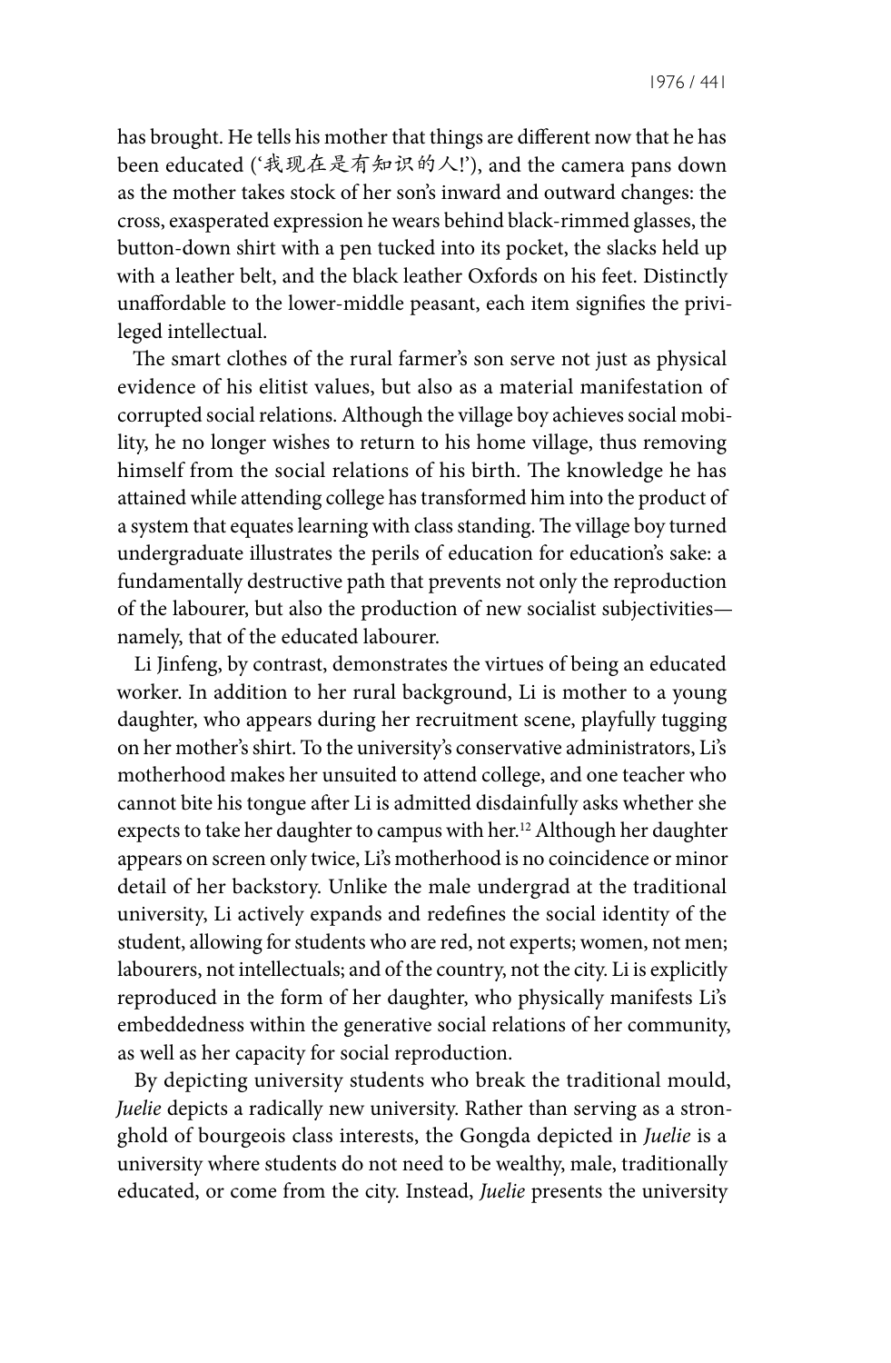has brought. He tells his mother that things are different now that he has been educated ('我现在是有知识的人!'), and the camera pans down as the mother takes stock of her son's inward and outward changes: the cross, exasperated expression he wears behind black-rimmed glasses, the button-down shirt with a pen tucked into its pocket, the slacks held up with a leather belt, and the black leather Oxfords on his feet. Distinctly unaffordable to the lower-middle peasant, each item signifies the privileged intellectual.

The smart clothes of the rural farmer's son serve not just as physical evidence of his elitist values, but also as a material manifestation of corrupted social relations. Although the village boy achieves social mobility, he no longer wishes to return to his home village, thus removing himself from the social relations of his birth. The knowledge he has attained while attending college has transformed him into the product of a system that equates learning with class standing. The village boy turned undergraduate illustrates the perils of education for education's sake: a fundamentally destructive path that prevents not only the reproduction of the labourer, but also the production of new socialist subjectivities—namely, that of the educated labourer.

Li Jinfeng, by contrast, demonstrates the virtues of being an educated worker. In addition to her rural background, Li is mother to a young daughter, who appears during her recruitment scene, playfully tugging on her mother's shirt. To the university's conservative administrators, Li's motherhood makes her unsuited to attend college, and one teacher who cannot bite his tongue after Li is admitted disdainfully asks whether she expects to take her daughter to campus with her.[12] Although her daughter appears on screen only twice, Li's motherhood is no coincidence or minor detail of her backstory. Unlike the male undergrad at the traditional university, Li actively expands and redefines the social identity of the student, allowing for students who are red, not experts; women, not men; labourers, not intellectuals; and of the country, not the city. Li is explicitly reproduced in the form of her daughter, who physically manifests Li's embeddedness within the generative social relations of her community, as well as her capacity for social reproduction.

By depicting university students who break the traditional mould, *Juelie* depicts a radically new university. Rather than serving as a stronghold of bourgeois class interests, the Gongda depicted in *Juelie* is a university where students do not need to be wealthy, male, traditionally educated, or come from the city. Instead, *Juelie* presents the university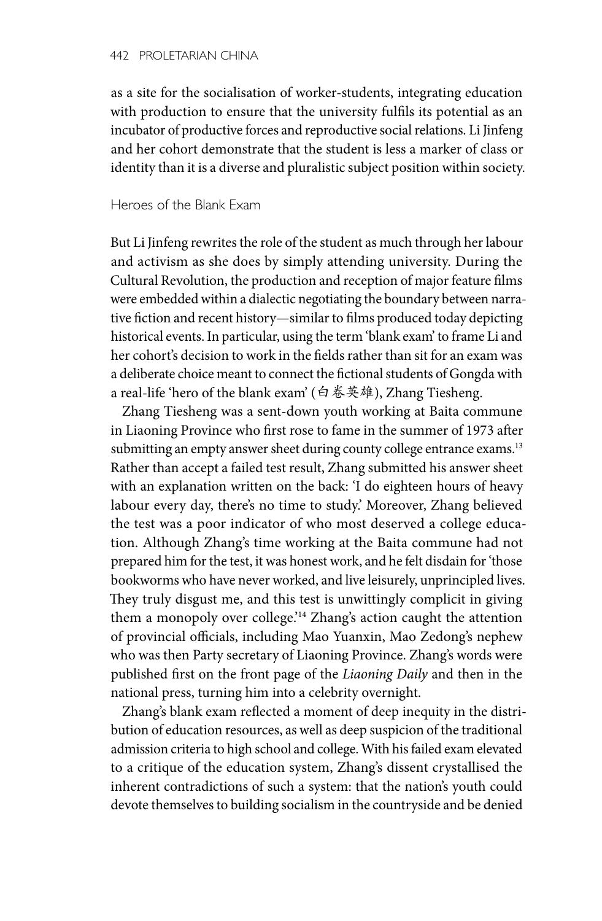as a site for the socialisation of worker-students, integrating education with production to ensure that the university fulfils its potential as an incubator of productive forces and reproductive social relations. Li Jinfeng and her cohort demonstrate that the student is less a marker of class or identity than it is a diverse and pluralistic subject position within society.

## Heroes of the Blank Exam

But Li Jinfeng rewrites the role of the student as much through her labour and activism as she does by simply attending university. During the Cultural Revolution, the production and reception of major feature films were embedded within a dialectic negotiating the boundary between narrative fiction and recent history—similar to films produced today depicting historical events. In particular, using the term 'blank exam' to frame Li and her cohort's decision to work in the fields rather than sit for an exam was a deliberate choice meant to connect the fictional students of Gongda with a real-life 'hero of the blank exam' (白卷英雄), Zhang Tiesheng.

Zhang Tiesheng was a sent-down youth working at Baita commune in Liaoning Province who first rose to fame in the summer of 1973 after submitting an empty answer sheet during county college entrance exams.[13] Rather than accept a failed test result, Zhang submitted his answer sheet with an explanation written on the back: 'I do eighteen hours of heavy labour every day, there's no time to study.' Moreover, Zhang believed the test was a poor indicator of who most deserved a college education. Although Zhang's time working at the Baita commune had not prepared him for the test, it was honest work, and he felt disdain for 'those bookworms who have never worked, and live leisurely, unprincipled lives. They truly disgust me, and this test is unwittingly complicit in giving them a monopoly over college.'[14] Zhang's action caught the attention of provincial officials, including Mao Yuanxin, Mao Zedong's nephew who was then Party secretary of Liaoning Province. Zhang's words were published first on the front page of the *Liaoning Daily* and then in the national press, turning him into a celebrity overnight.

Zhang's blank exam reflected a moment of deep inequity in the distribution of education resources, as well as deep suspicion of the traditional admission criteria to high school and college. With his failed exam elevated to a critique of the education system, Zhang's dissent crystallised the inherent contradictions of such a system: that the nation's youth could devote themselves to building socialism in the countryside and be denied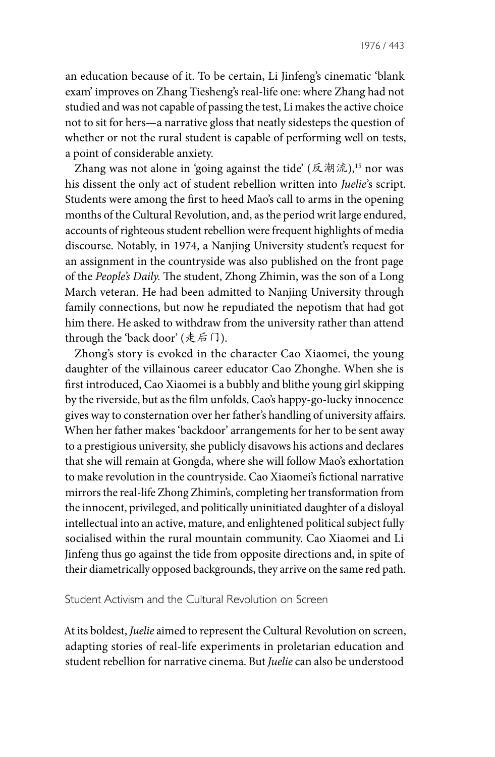an education because of it. To be certain, Li Jinfeng's cinematic 'blank exam' improves on Zhang Tiesheng's real-life one: where Zhang had not studied and was not capable of passing the test, Li makes the active choice not to sit for hers—a narrative gloss that neatly sidesteps the question of whether or not the rural student is capable of performing well on tests, a point of considerable anxiety.

Zhang was not alone in 'going against the tide' (反潮流),[15] nor was his dissent the only act of student rebellion written into *Juelie*'s script. Students were among the first to heed Mao's call to arms in the opening months of the Cultural Revolution, and, as the period writ large endured, accounts of righteous student rebellion were frequent highlights of media discourse. Notably, in 1974, a Nanjing University student's request for an assignment in the countryside was also published on the front page of the *People's Daily.* The student, Zhong Zhimin, was the son of a Long March veteran. He had been admitted to Nanjing University through family connections, but now he repudiated the nepotism that had got him there. He asked to withdraw from the university rather than attend through the 'back door' (走后门).

Zhong's story is evoked in the character Cao Xiaomei, the young daughter of the villainous career educator Cao Zhonghe. When she is first introduced, Cao Xiaomei is a bubbly and blithe young girl skipping by the riverside, but as the film unfolds, Cao's happy-go-lucky innocence gives way to consternation over her father's handling of university affairs. When her father makes 'backdoor' arrangements for her to be sent away to a prestigious university, she publicly disavows his actions and declares that she will remain at Gongda, where she will follow Mao's exhortation to make revolution in the countryside. Cao Xiaomei's fictional narrative mirrors the real-life Zhong Zhimin's, completing her transformation from the innocent, privileged, and politically uninitiated daughter of a disloyal intellectual into an active, mature, and enlightened political subject fully socialised within the rural mountain community. Cao Xiaomei and Li Jinfeng thus go against the tide from opposite directions and, in spite of their diametrically opposed backgrounds, they arrive on the same red path.

## Student Activism and the Cultural Revolution on Screen

At its boldest, *Juelie* aimed to represent the Cultural Revolution on screen, adapting stories of real-life experiments in proletarian education and student rebellion for narrative cinema. But *Juelie* can also be understood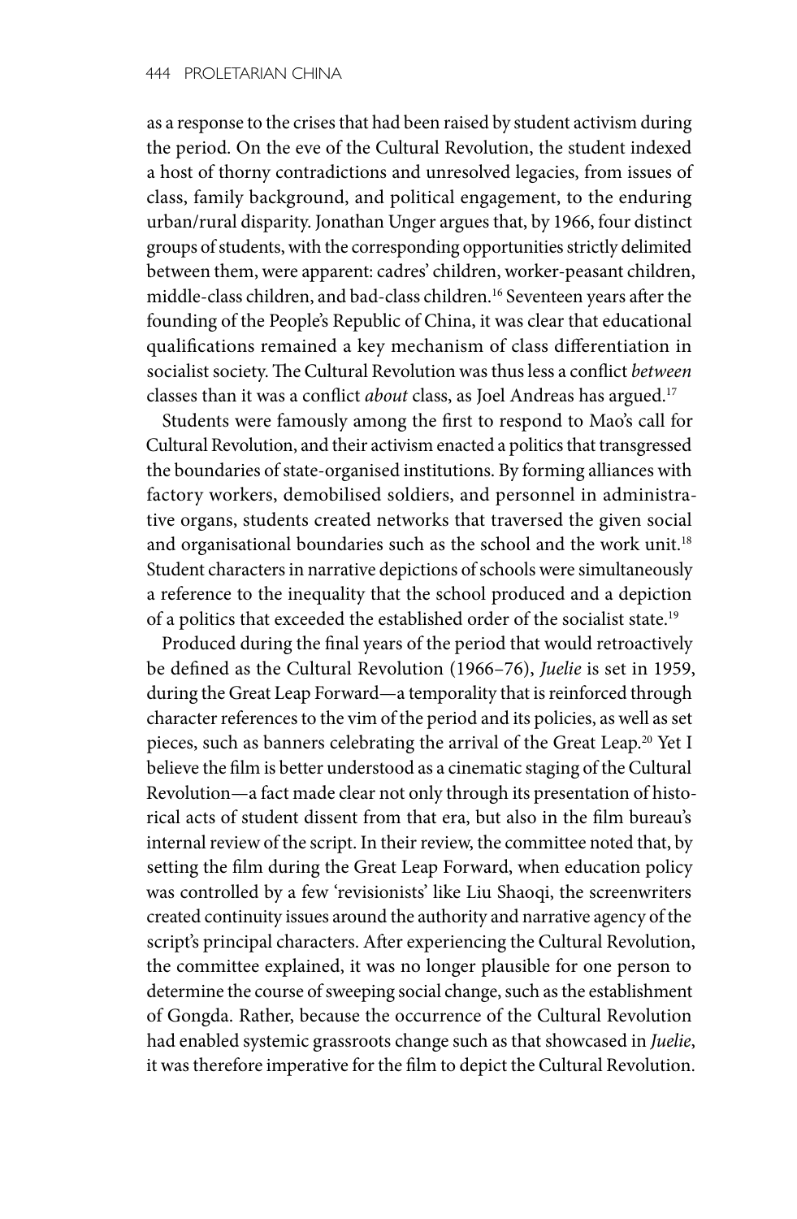as a response to the crises that had been raised by student activism during the period. On the eve of the Cultural Revolution, the student indexed a host of thorny contradictions and unresolved legacies, from issues of class, family background, and political engagement, to the enduring urban/rural disparity. Jonathan Unger argues that, by 1966, four distinct groups of students, with the corresponding opportunities strictly delimited between them, were apparent: cadres' children, worker-peasant children, middle-class children, and bad-class children.[16] Seventeen years after the founding of the People's Republic of China, it was clear that educational qualifications remained a key mechanism of class differentiation in socialist society. The Cultural Revolution was thus less a conflict *between* classes than it was a conflict *about* class, as Joel Andreas has argued.[17]

Students were famously among the first to respond to Mao's call for Cultural Revolution, and their activism enacted a politics that transgressed the boundaries of state-organised institutions. By forming alliances with factory workers, demobilised soldiers, and personnel in administrative organs, students created networks that traversed the given social and organisational boundaries such as the school and the work unit.[18] Student characters in narrative depictions of schools were simultaneously a reference to the inequality that the school produced and a depiction of a politics that exceeded the established order of the socialist state.[19]

Produced during the final years of the period that would retroactively be defined as the Cultural Revolution (1966–76), *Juelie* is set in 1959, during the Great Leap Forward—a temporality that is reinforced through character references to the vim of the period and its policies, as well as set pieces, such as banners celebrating the arrival of the Great Leap.[20] Yet I believe the film is better understood as a cinematic staging of the Cultural Revolution—a fact made clear not only through its presentation of historical acts of student dissent from that era, but also in the film bureau's internal review of the script. In their review, the committee noted that, by setting the film during the Great Leap Forward, when education policy was controlled by a few 'revisionists' like Liu Shaoqi, the screenwriters created continuity issues around the authority and narrative agency of the script's principal characters. After experiencing the Cultural Revolution, the committee explained, it was no longer plausible for one person to determine the course of sweeping social change, such as the establishment of Gongda. Rather, because the occurrence of the Cultural Revolution had enabled systemic grassroots change such as that showcased in *Juelie*, it was therefore imperative for the film to depict the Cultural Revolution.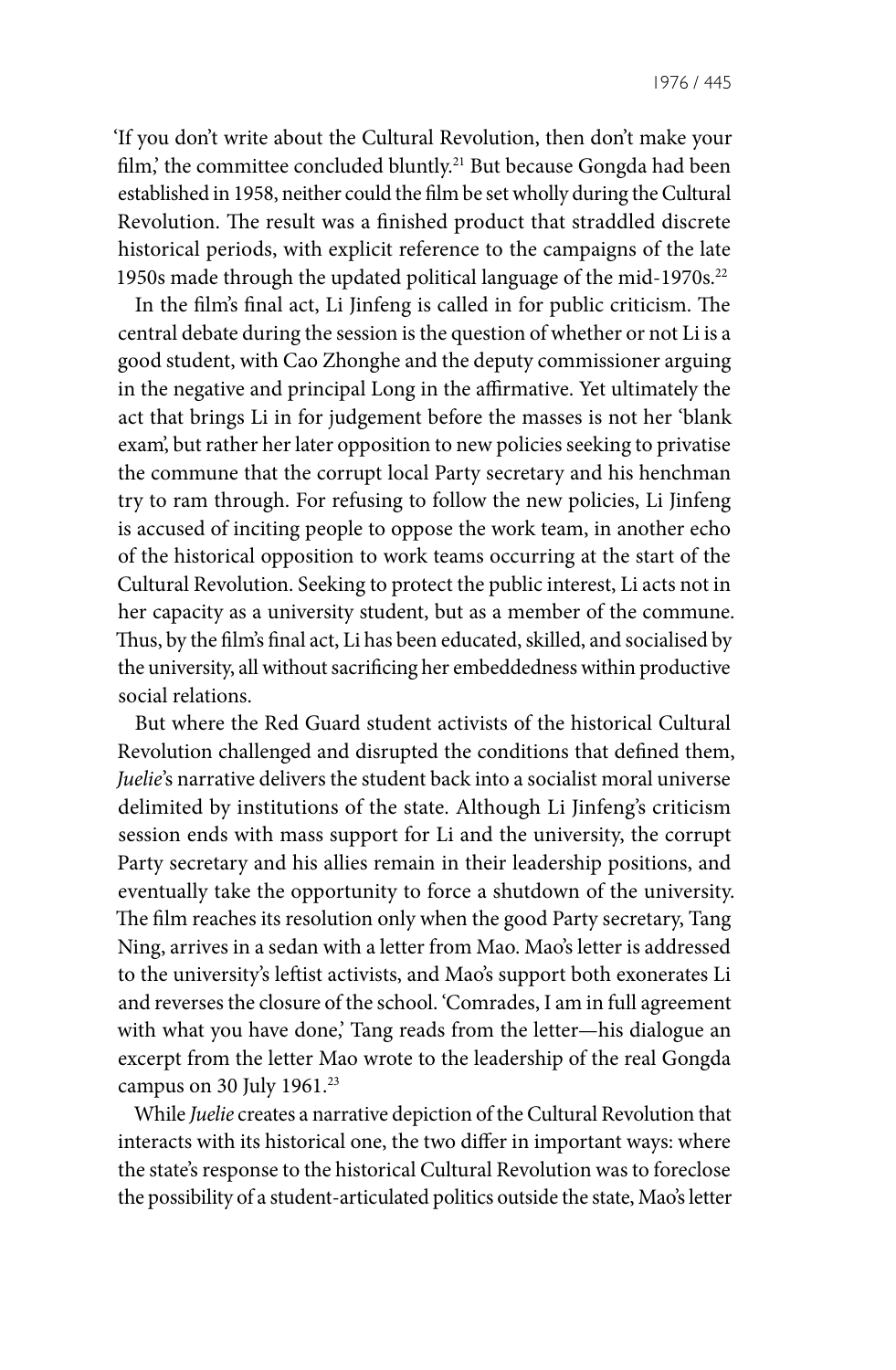'If you don't write about the Cultural Revolution, then don't make your film,' the committee concluded bluntly.[21] But because Gongda had been established in 1958, neither could the film be set wholly during the Cultural Revolution. The result was a finished product that straddled discrete historical periods, with explicit reference to the campaigns of the late 1950s made through the updated political language of the mid-1970s.[22]

In the film's final act, Li Jinfeng is called in for public criticism. The central debate during the session is the question of whether or not Li is a good student, with Cao Zhonghe and the deputy commissioner arguing in the negative and principal Long in the affirmative. Yet ultimately the act that brings Li in for judgement before the masses is not her 'blank exam', but rather her later opposition to new policies seeking to privatise the commune that the corrupt local Party secretary and his henchman try to ram through. For refusing to follow the new policies, Li Jinfeng is accused of inciting people to oppose the work team, in another echo of the historical opposition to work teams occurring at the start of the Cultural Revolution. Seeking to protect the public interest, Li acts not in her capacity as a university student, but as a member of the commune. Thus, by the film's final act, Li has been educated, skilled, and socialised by the university, all without sacrificing her embeddedness within productive social relations.

But where the Red Guard student activists of the historical Cultural Revolution challenged and disrupted the conditions that defined them, *Juelie*'s narrative delivers the student back into a socialist moral universe delimited by institutions of the state. Although Li Jinfeng's criticism session ends with mass support for Li and the university, the corrupt Party secretary and his allies remain in their leadership positions, and eventually take the opportunity to force a shutdown of the university. The film reaches its resolution only when the good Party secretary, Tang Ning, arrives in a sedan with a letter from Mao. Mao's letter is addressed to the university's leftist activists, and Mao's support both exonerates Li and reverses the closure of the school. 'Comrades, I am in full agreement with what you have done,' Tang reads from the letter—his dialogue an excerpt from the letter Mao wrote to the leadership of the real Gongda campus on 30 July 1961.[23]

While *Juelie* creates a narrative depiction of the Cultural Revolution that interacts with its historical one, the two differ in important ways: where the state's response to the historical Cultural Revolution was to foreclose the possibility of a student-articulated politics outside the state, Mao's letter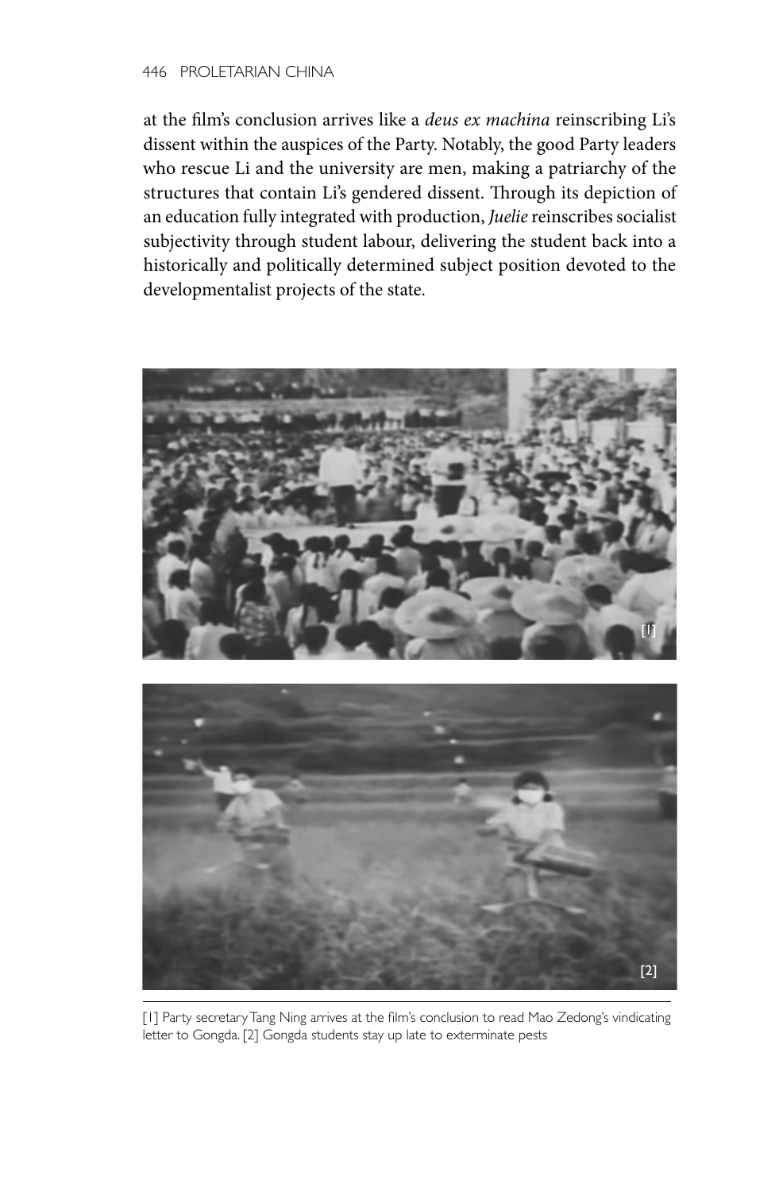at the film's conclusion arrives like a *deus ex machina* reinscribing Li's dissent within the auspices of the Party. Notably, the good Party leaders who rescue Li and the university are men, making a patriarchy of the structures that contain Li's gendered dissent. Through its depiction of an education fully integrated with production, *Juelie* reinscribes socialist subjectivity through student labour, delivering the student back into a historically and politically determined subject position devoted to the developmentalist projects of the state.

[1] Party secretary Tang Ning arrives at the film's conclusion to read Mao Zedong's vindicating letter to Gongda. [2] Gongda students stay up late to exterminate pests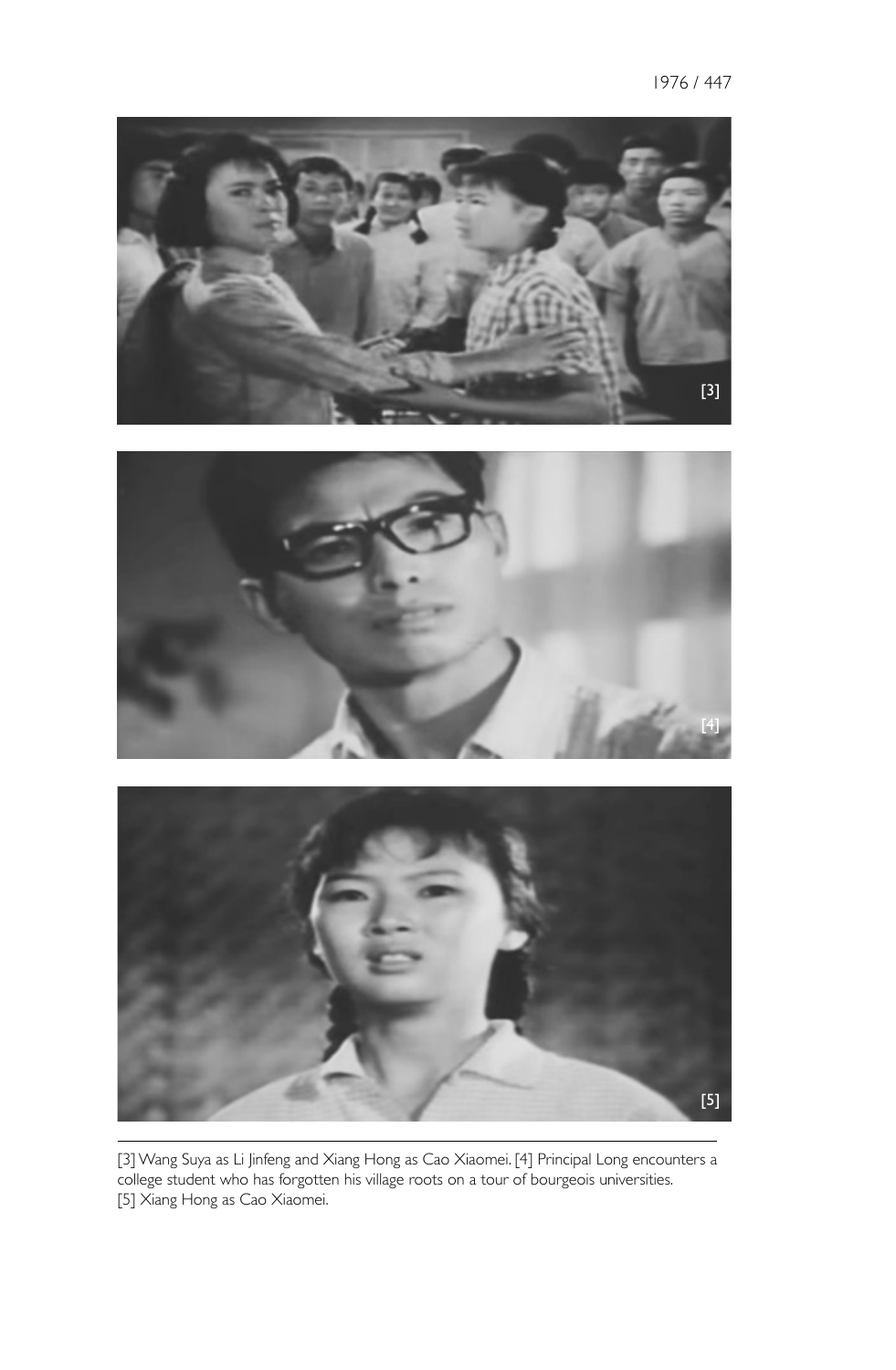[3] Wang Suya as Li Jinfeng and Xiang Hong as Cao Xiaomei. [4] Principal Long encounters a college student who has forgotten his village roots on a tour of bourgeois universities. [5] Xiang Hong as Cao Xiaomei.